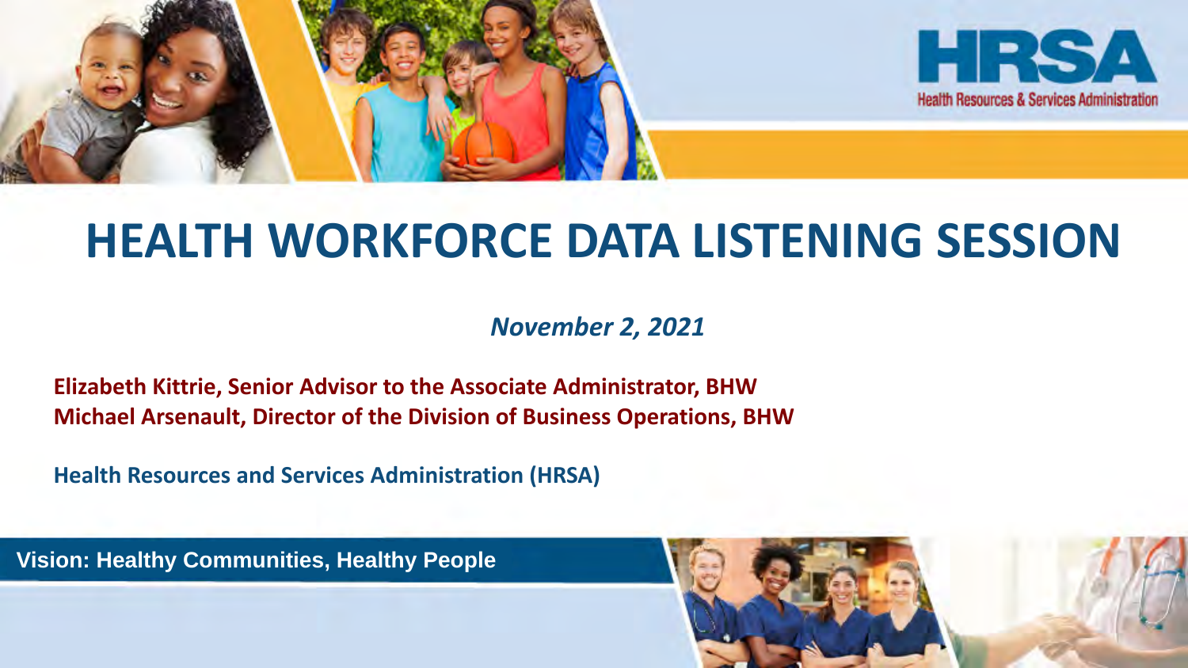HRSA

Health Resources & Services Administration

# HEALTH WORKFORCE DATA LISTENING SESSION

*November 2, 2021*

**Elizabeth Kittrie, Senior Advisor to the Associate Administrator, BHW**
**Michael Arsenault, Director of the Division of Business Operations, BHW**

**Health Resources and Services Administration (HRSA)**

**Vision: Healthy Communities, Healthy People**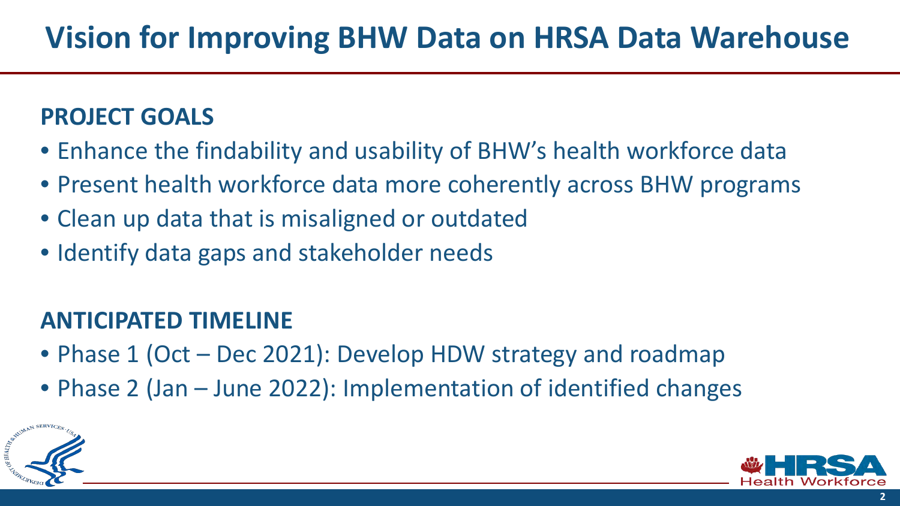# Vision for Improving BHW Data on HRSA Data Warehouse

## PROJECT GOALS

- Enhance the findability and usability of BHW's health workforce data
- Present health workforce data more coherently across BHW programs
- Clean up data that is misaligned or outdated
- Identify data gaps and stakeholder needs

## ANTICIPATED TIMELINE

- Phase 1 (Oct – Dec 2021): Develop HDW strategy and roadmap
- Phase 2 (Jan – June 2022): Implementation of identified changes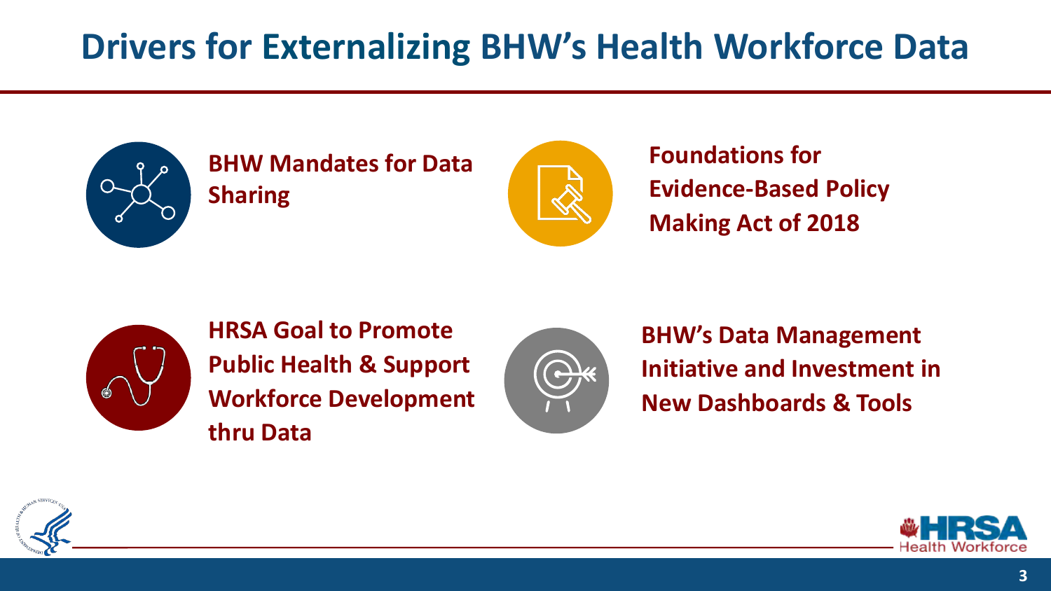# Drivers for Externalizing BHW's Health Workforce Data

- **BHW Mandates for Data Sharing**
- **Foundations for Evidence-Based Policy Making Act of 2018**
- **HRSA Goal to Promote Public Health & Support Workforce Development thru Data**
- **BHW's Data Management Initiative and Investment in New Dashboards & Tools**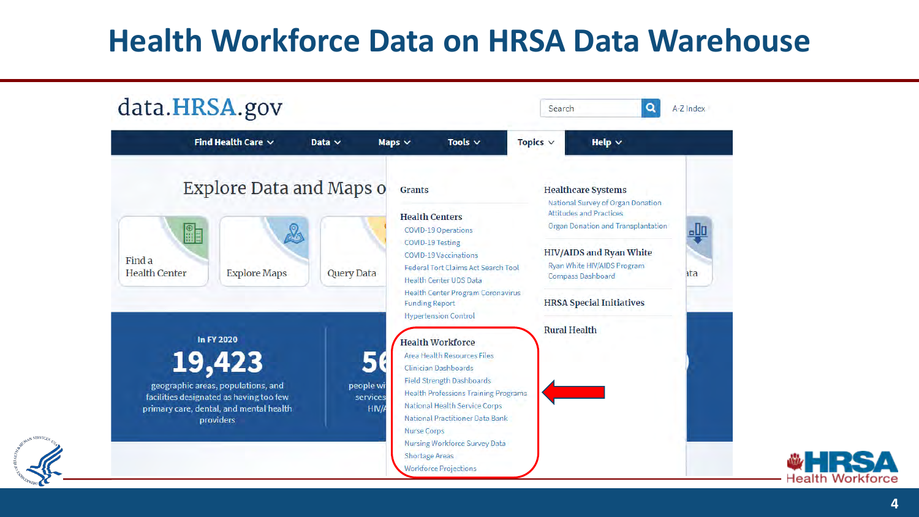# Health Workforce Data on HRSA Data Warehouse

data.HRSA.gov

Search | A-Z Index

Find Health Care | Data | Maps | Tools | Topics | Help

Explore Data and Maps o

Find a Health Center | Explore Maps | Query Data

In FY 2020

**19,423**

geographic areas, populations, and facilities designated as having too few primary care, dental, and mental health providers

**Grants**

**Health Centers**

- COVID-19 Operations
- COVID-19 Testing
- COVID-19 Vaccinations
- Federal Tort Claims Act Search Tool
- Health Center UDS Data
- Health Center Program Coronavirus Funding Report
- Hypertension Control

**Health Workforce**

- Area Health Resources Files
- Clinician Dashboards
- Field Strength Dashboards
- Health Professions Training Programs
- National Health Service Corps
- National Practitioner Data Bank
- Nurse Corps
- Nursing Workforce Survey Data
- Shortage Areas
- Workforce Projections

**Healthcare Systems**

- National Survey of Organ Donation Attitudes and Practices
- Organ Donation and Transplantation

**HIV/AIDS and Ryan White**

- Ryan White HIV/AIDS Program Compass Dashboard

**HRSA Special Initiatives**

**Rural Health**

HRSA Health Workforce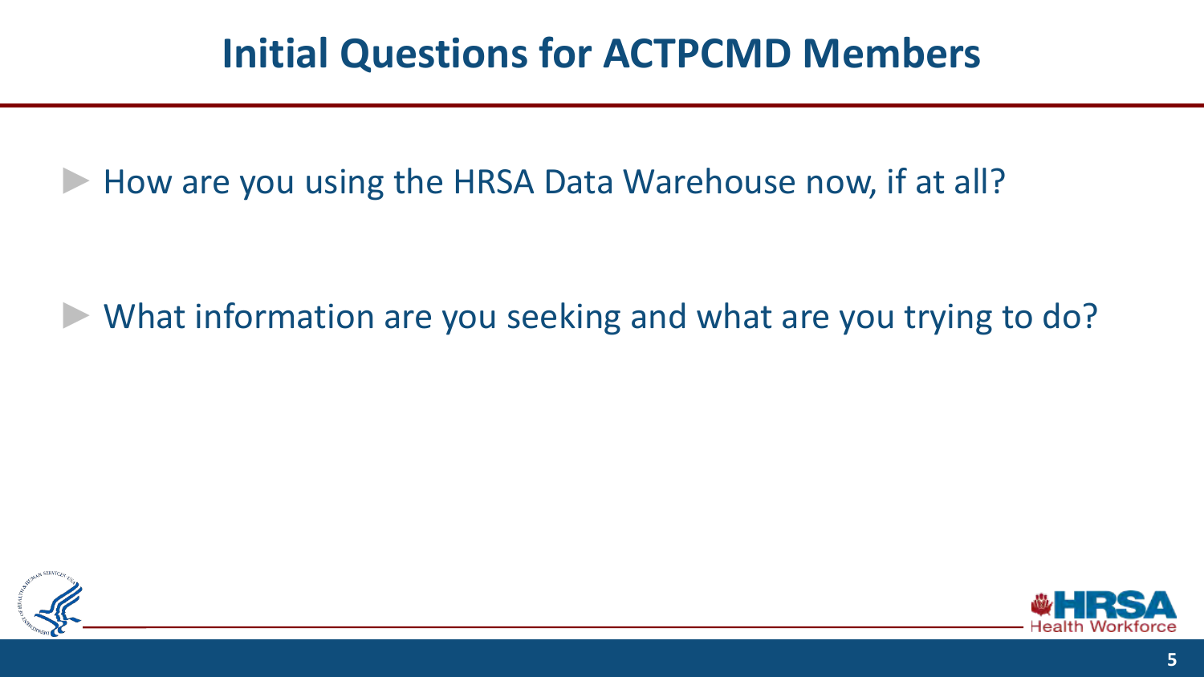# Initial Questions for ACTPCMD Members

- How are you using the HRSA Data Warehouse now, if at all?
- What information are you seeking and what are you trying to do?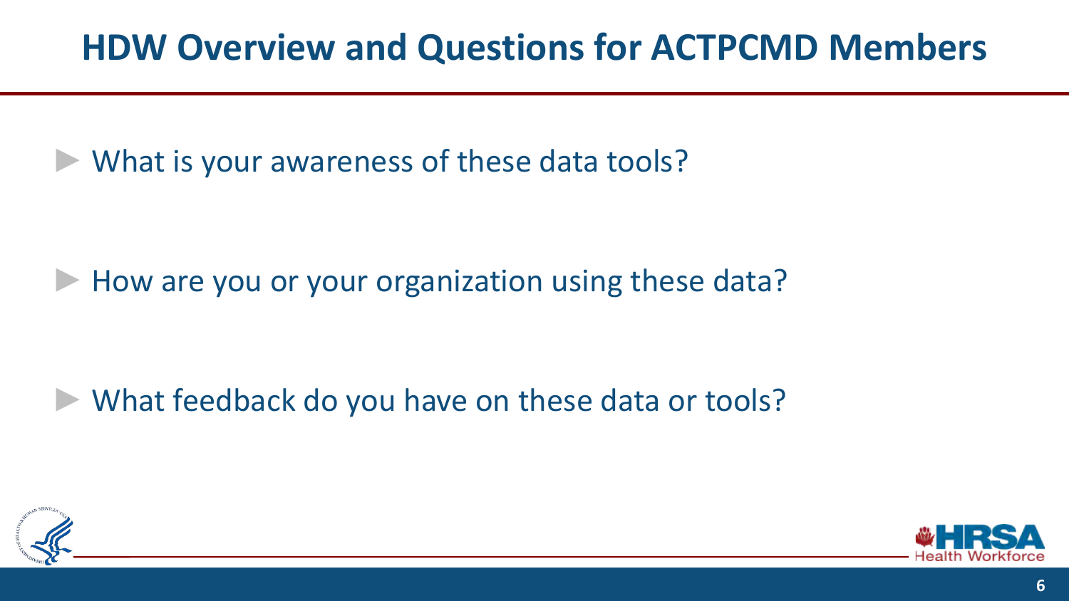# HDW Overview and Questions for ACTPCMD Members

- What is your awareness of these data tools?
- How are you or your organization using these data?
- What feedback do you have on these data or tools?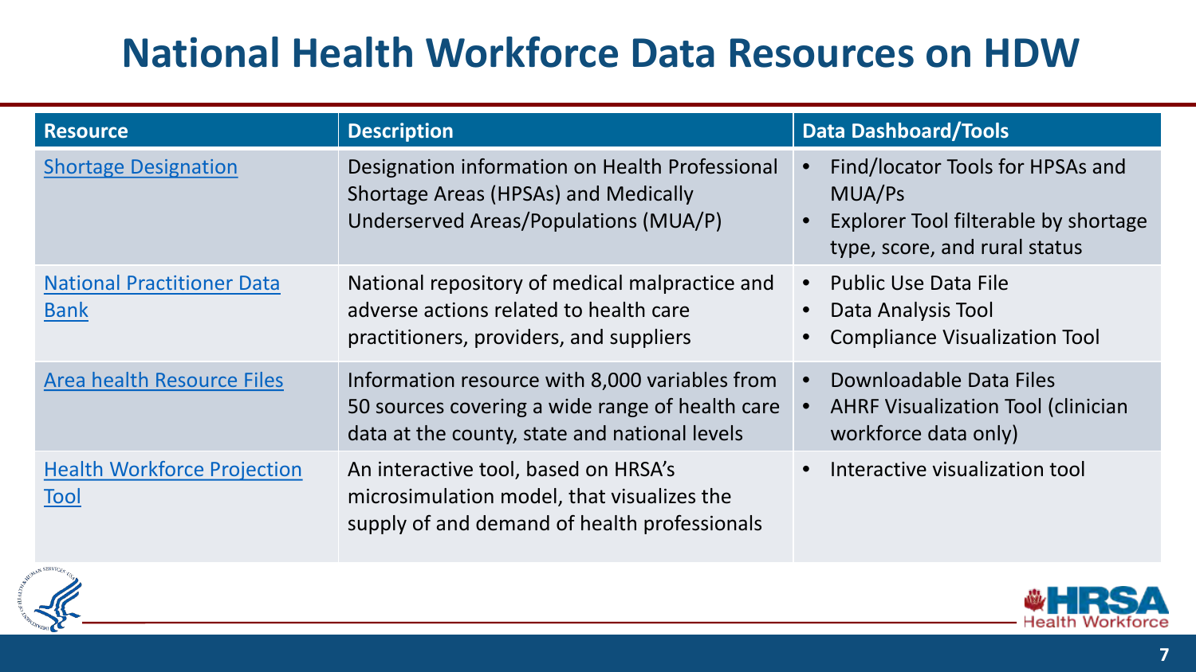# National Health Workforce Data Resources on HDW

| Resource | Description | Data Dashboard/Tools |
|---|---|---|
| Shortage Designation | Designation information on Health Professional Shortage Areas (HPSAs) and Medically Underserved Areas/Populations (MUA/P) | • Find/locator Tools for HPSAs and MUA/Ps<br>• Explorer Tool filterable by shortage type, score, and rural status |
| National Practitioner Data Bank | National repository of medical malpractice and adverse actions related to health care practitioners, providers, and suppliers | • Public Use Data File<br>• Data Analysis Tool<br>• Compliance Visualization Tool |
| Area health Resource Files | Information resource with 8,000 variables from 50 sources covering a wide range of health care data at the county, state and national levels | • Downloadable Data Files<br>• AHRF Visualization Tool (clinician workforce data only) |
| Health Workforce Projection Tool | An interactive tool, based on HRSA's microsimulation model, that visualizes the supply of and demand of health professionals | • Interactive visualization tool |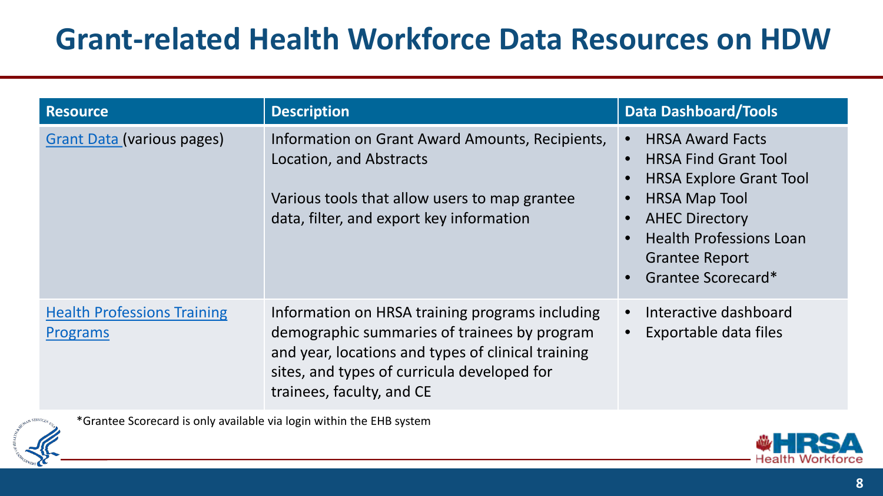# Grant-related Health Workforce Data Resources on HDW

| Resource | Description | Data Dashboard/Tools |
|---|---|---|
| Grant Data (various pages) | Information on Grant Award Amounts, Recipients, Location, and Abstracts<br><br>Various tools that allow users to map grantee data, filter, and export key information | • HRSA Award Facts<br>• HRSA Find Grant Tool<br>• HRSA Explore Grant Tool<br>• HRSA Map Tool<br>• AHEC Directory<br>• Health Professions Loan Grantee Report<br>• Grantee Scorecard* |
| Health Professions Training Programs | Information on HRSA training programs including demographic summaries of trainees by program and year, locations and types of clinical training sites, and types of curricula developed for trainees, faculty, and CE | • Interactive dashboard<br>• Exportable data files |

*Grantee Scorecard is only available via login within the EHB system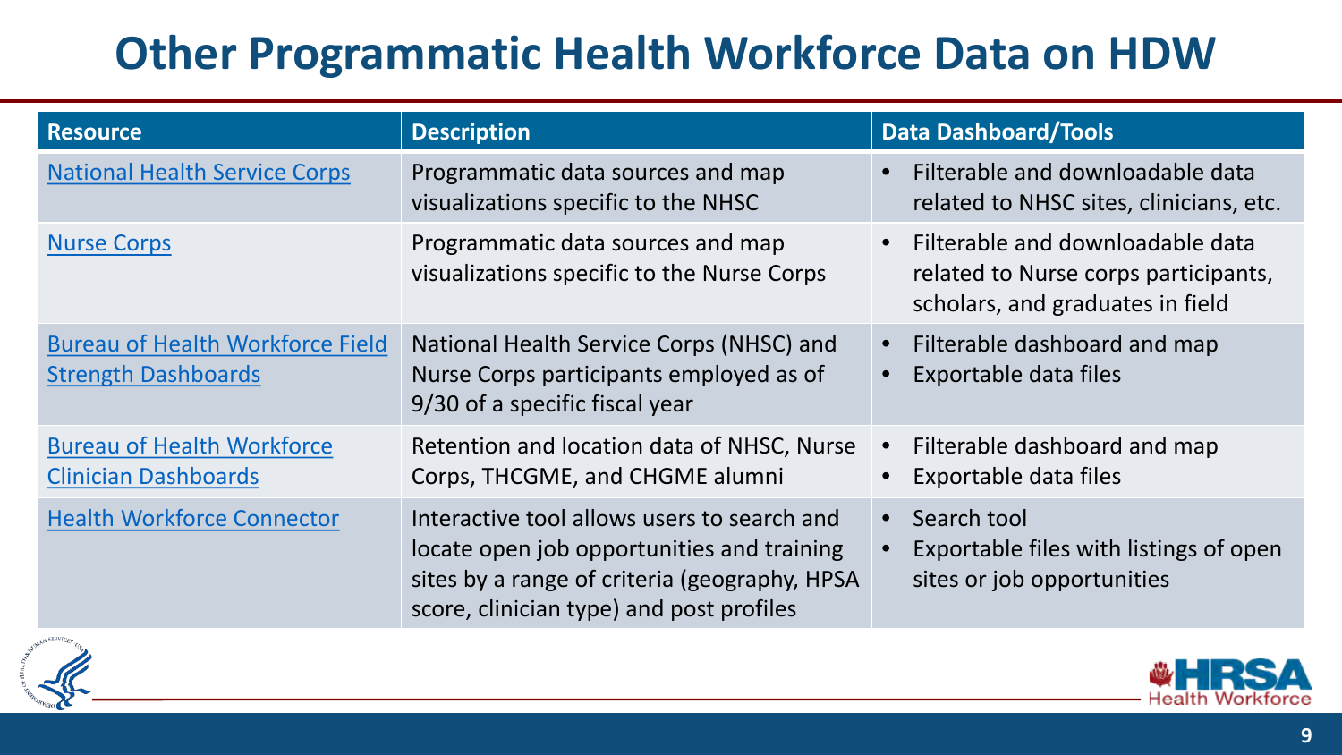# Other Programmatic Health Workforce Data on HDW

| Resource | Description | Data Dashboard/Tools |
|---|---|---|
| National Health Service Corps | Programmatic data sources and map visualizations specific to the NHSC | • Filterable and downloadable data related to NHSC sites, clinicians, etc. |
| Nurse Corps | Programmatic data sources and map visualizations specific to the Nurse Corps | • Filterable and downloadable data related to Nurse corps participants, scholars, and graduates in field |
| Bureau of Health Workforce Field Strength Dashboards | National Health Service Corps (NHSC) and Nurse Corps participants employed as of 9/30 of a specific fiscal year | • Filterable dashboard and map<br>• Exportable data files |
| Bureau of Health Workforce Clinician Dashboards | Retention and location data of NHSC, Nurse Corps, THCGME, and CHGME alumni | • Filterable dashboard and map<br>• Exportable data files |
| Health Workforce Connector | Interactive tool allows users to search and locate open job opportunities and training sites by a range of criteria (geography, HPSA score, clinician type) and post profiles | • Search tool<br>• Exportable files with listings of open sites or job opportunities |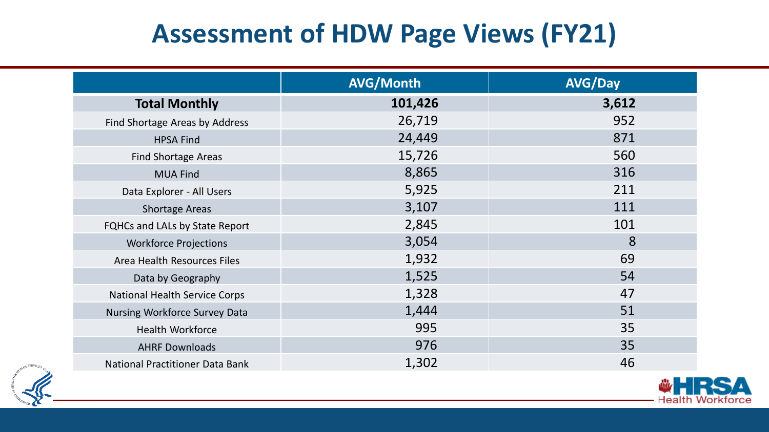# Assessment of HDW Page Views (FY21)

| | AVG/Month | AVG/Day |
|---|---|---|
| **Total Monthly** | **101,426** | **3,612** |
| Find Shortage Areas by Address | 26,719 | 952 |
| HPSA Find | 24,449 | 871 |
| Find Shortage Areas | 15,726 | 560 |
| MUA Find | 8,865 | 316 |
| Data Explorer - All Users | 5,925 | 211 |
| Shortage Areas | 3,107 | 111 |
| FQHCs and LALs by State Report | 2,845 | 101 |
| Workforce Projections | 3,054 | 8 |
| Area Health Resources Files | 1,932 | 69 |
| Data by Geography | 1,525 | 54 |
| National Health Service Corps | 1,328 | 47 |
| Nursing Workforce Survey Data | 1,444 | 51 |
| Health Workforce | 995 | 35 |
| AHRF Downloads | 976 | 35 |
| National Practitioner Data Bank | 1,302 | 46 |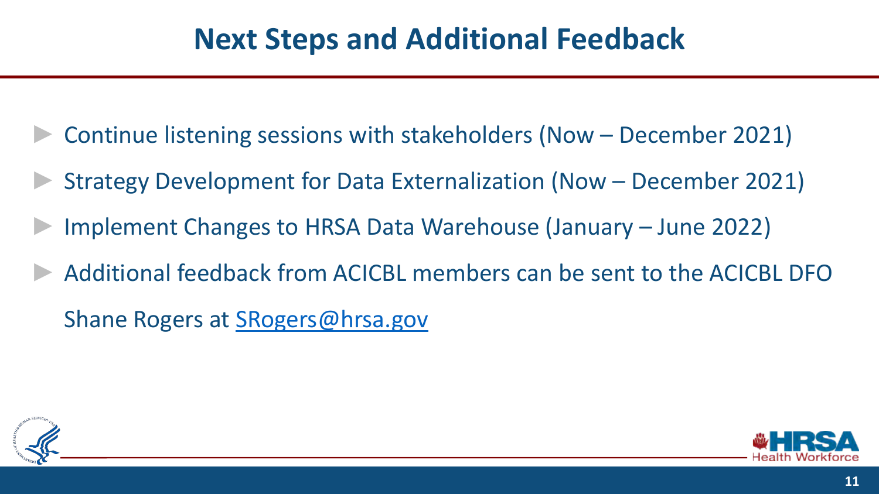# Next Steps and Additional Feedback

- Continue listening sessions with stakeholders (Now – December 2021)
- Strategy Development for Data Externalization (Now – December 2021)
- Implement Changes to HRSA Data Warehouse (January – June 2022)
- Additional feedback from ACICBL members can be sent to the ACICBL DFO Shane Rogers at [SRogers@hrsa.gov](mailto:SRogers@hrsa.gov)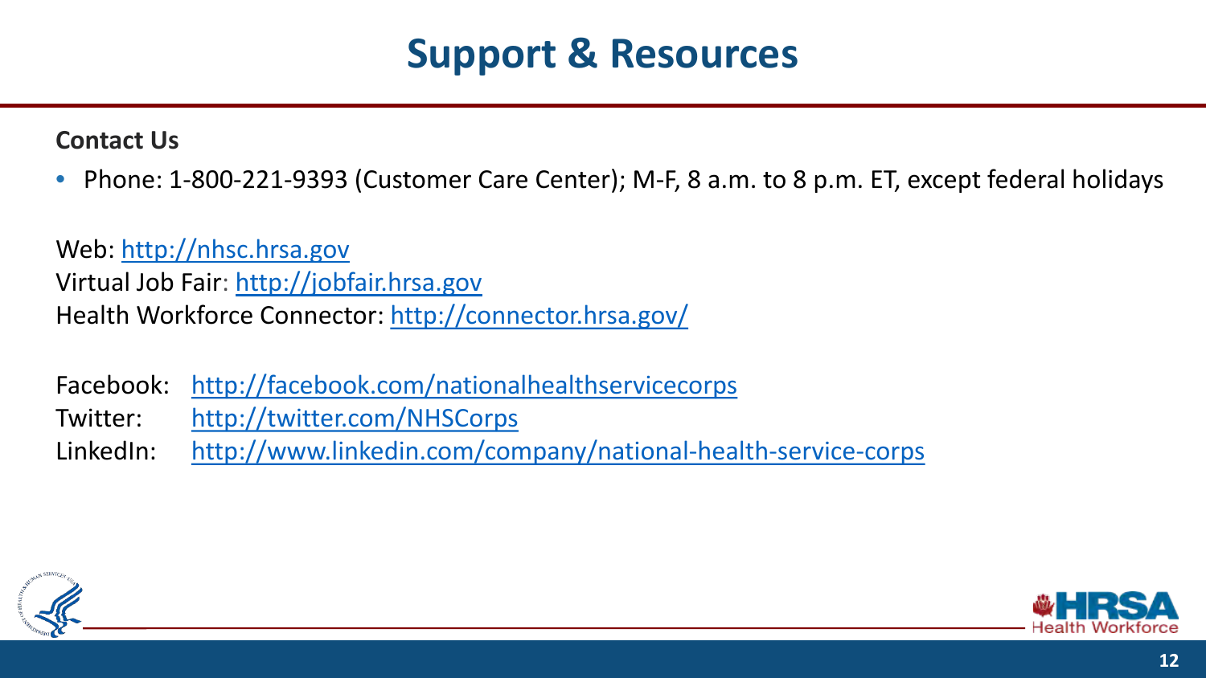# Support & Resources

**Contact Us**

- Phone: 1-800-221-9393 (Customer Care Center); M-F, 8 a.m. to 8 p.m. ET, except federal holidays

Web: http://nhsc.hrsa.gov
Virtual Job Fair: http://jobfair.hrsa.gov
Health Workforce Connector: http://connector.hrsa.gov/

Facebook: http://facebook.com/nationalhealthservicecorps
Twitter: http://twitter.com/NHSCorps
LinkedIn: http://www.linkedin.com/company/national-health-service-corps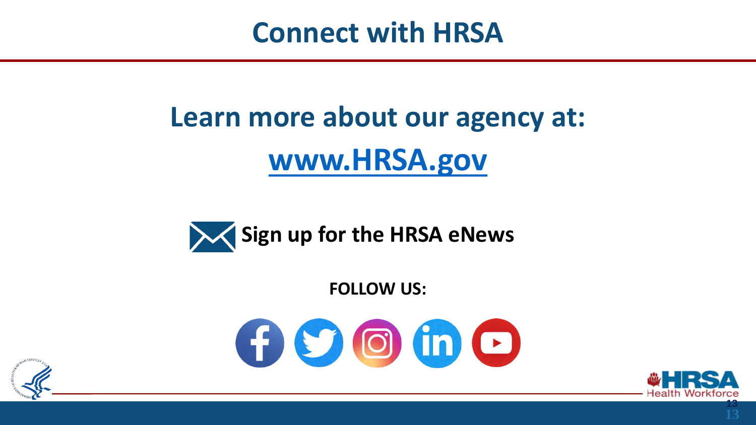# Connect with HRSA

## Learn more about our agency at:

## [www.HRSA.gov](www.HRSA.gov)

**Sign up for the HRSA eNews**

**FOLLOW US:**